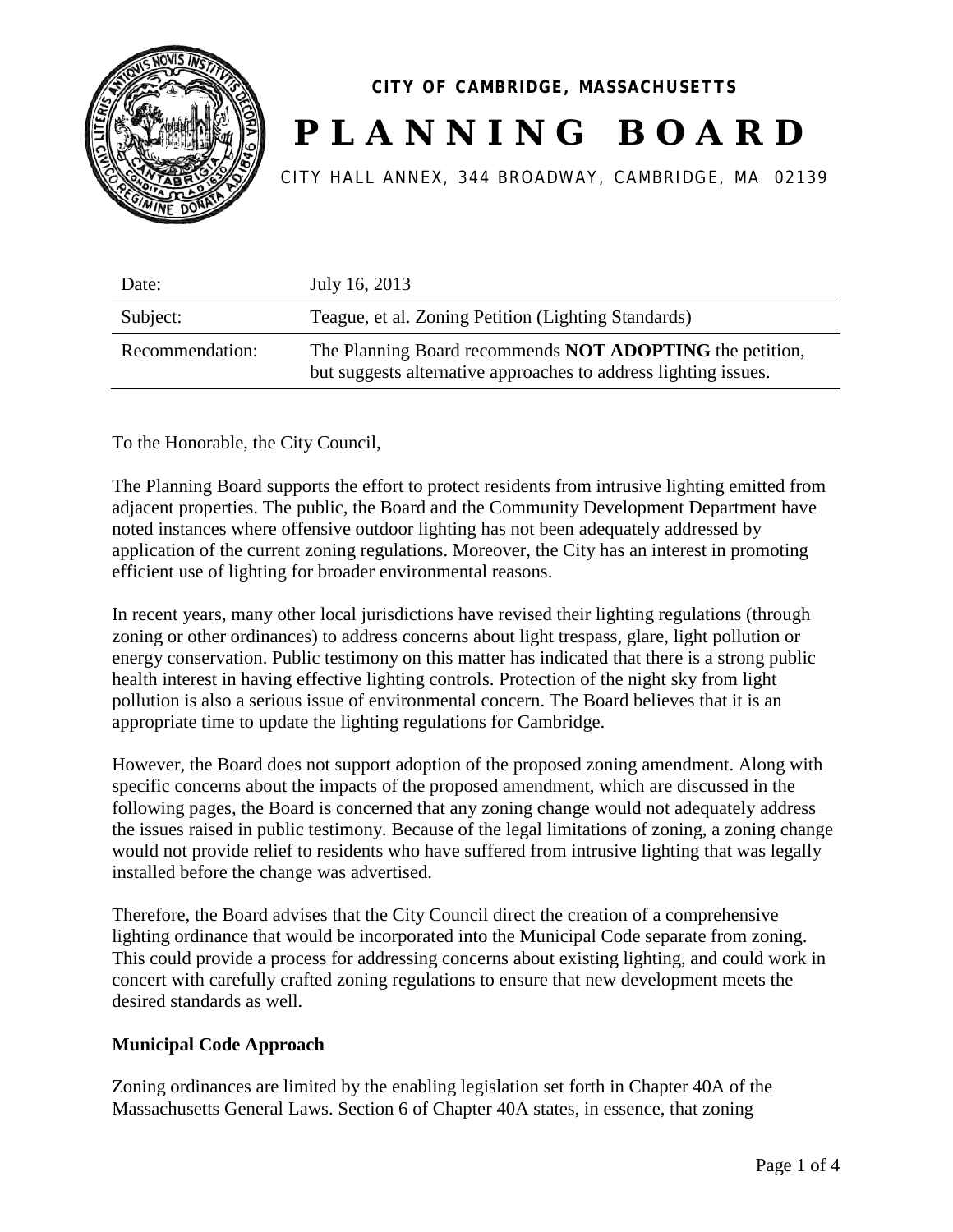**CITY OF CAMBRIDGE, MASSACHUSETTS**

# PLANNING BOARD

CITY HALL ANNEX, 344 BROADWAY, CAMBRIDGE, MA 02139

| | |
|---|---|
| Date: | July 16, 2013 |
| Subject: | Teague, et al. Zoning Petition (Lighting Standards) |
| Recommendation: | The Planning Board recommends **NOT ADOPTING** the petition, but suggests alternative approaches to address lighting issues. |

To the Honorable, the City Council,

The Planning Board supports the effort to protect residents from intrusive lighting emitted from adjacent properties. The public, the Board and the Community Development Department have noted instances where offensive outdoor lighting has not been adequately addressed by application of the current zoning regulations. Moreover, the City has an interest in promoting efficient use of lighting for broader environmental reasons.

In recent years, many other local jurisdictions have revised their lighting regulations (through zoning or other ordinances) to address concerns about light trespass, glare, light pollution or energy conservation. Public testimony on this matter has indicated that there is a strong public health interest in having effective lighting controls. Protection of the night sky from light pollution is also a serious issue of environmental concern. The Board believes that it is an appropriate time to update the lighting regulations for Cambridge.

However, the Board does not support adoption of the proposed zoning amendment. Along with specific concerns about the impacts of the proposed amendment, which are discussed in the following pages, the Board is concerned that any zoning change would not adequately address the issues raised in public testimony. Because of the legal limitations of zoning, a zoning change would not provide relief to residents who have suffered from intrusive lighting that was legally installed before the change was advertised.

Therefore, the Board advises that the City Council direct the creation of a comprehensive lighting ordinance that would be incorporated into the Municipal Code separate from zoning. This could provide a process for addressing concerns about existing lighting, and could work in concert with carefully crafted zoning regulations to ensure that new development meets the desired standards as well.

**Municipal Code Approach**

Zoning ordinances are limited by the enabling legislation set forth in Chapter 40A of the Massachusetts General Laws. Section 6 of Chapter 40A states, in essence, that zoning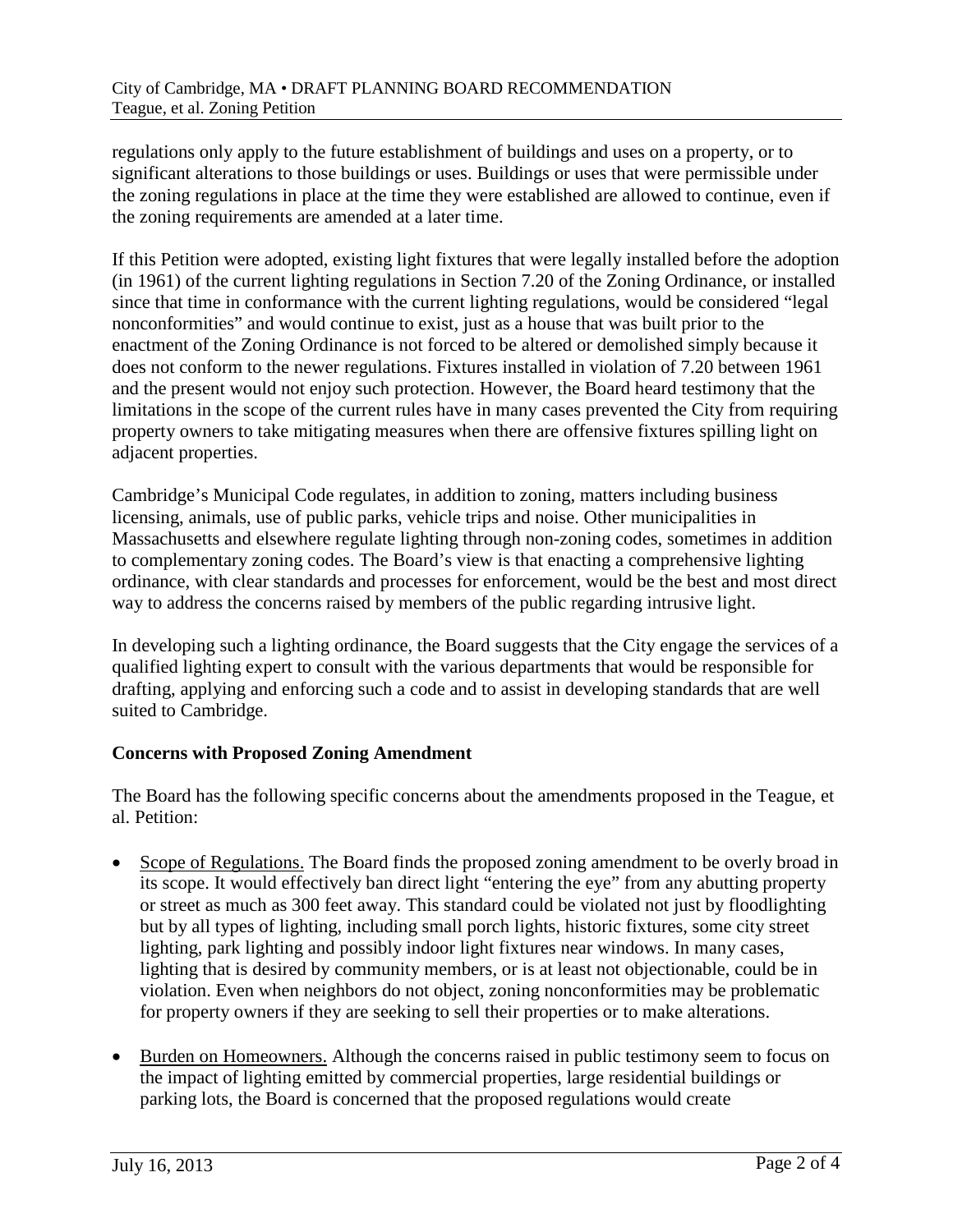regulations only apply to the future establishment of buildings and uses on a property, or to significant alterations to those buildings or uses. Buildings or uses that were permissible under the zoning regulations in place at the time they were established are allowed to continue, even if the zoning requirements are amended at a later time.

If this Petition were adopted, existing light fixtures that were legally installed before the adoption (in 1961) of the current lighting regulations in Section 7.20 of the Zoning Ordinance, or installed since that time in conformance with the current lighting regulations, would be considered "legal nonconformities" and would continue to exist, just as a house that was built prior to the enactment of the Zoning Ordinance is not forced to be altered or demolished simply because it does not conform to the newer regulations. Fixtures installed in violation of 7.20 between 1961 and the present would not enjoy such protection. However, the Board heard testimony that the limitations in the scope of the current rules have in many cases prevented the City from requiring property owners to take mitigating measures when there are offensive fixtures spilling light on adjacent properties.

Cambridge's Municipal Code regulates, in addition to zoning, matters including business licensing, animals, use of public parks, vehicle trips and noise. Other municipalities in Massachusetts and elsewhere regulate lighting through non-zoning codes, sometimes in addition to complementary zoning codes. The Board's view is that enacting a comprehensive lighting ordinance, with clear standards and processes for enforcement, would be the best and most direct way to address the concerns raised by members of the public regarding intrusive light.

In developing such a lighting ordinance, the Board suggests that the City engage the services of a qualified lighting expert to consult with the various departments that would be responsible for drafting, applying and enforcing such a code and to assist in developing standards that are well suited to Cambridge.

**Concerns with Proposed Zoning Amendment**

The Board has the following specific concerns about the amendments proposed in the Teague, et al. Petition:

- Scope of Regulations. The Board finds the proposed zoning amendment to be overly broad in its scope. It would effectively ban direct light "entering the eye" from any abutting property or street as much as 300 feet away. This standard could be violated not just by floodlighting but by all types of lighting, including small porch lights, historic fixtures, some city street lighting, park lighting and possibly indoor light fixtures near windows. In many cases, lighting that is desired by community members, or is at least not objectionable, could be in violation. Even when neighbors do not object, zoning nonconformities may be problematic for property owners if they are seeking to sell their properties or to make alterations.

- Burden on Homeowners. Although the concerns raised in public testimony seem to focus on the impact of lighting emitted by commercial properties, large residential buildings or parking lots, the Board is concerned that the proposed regulations would create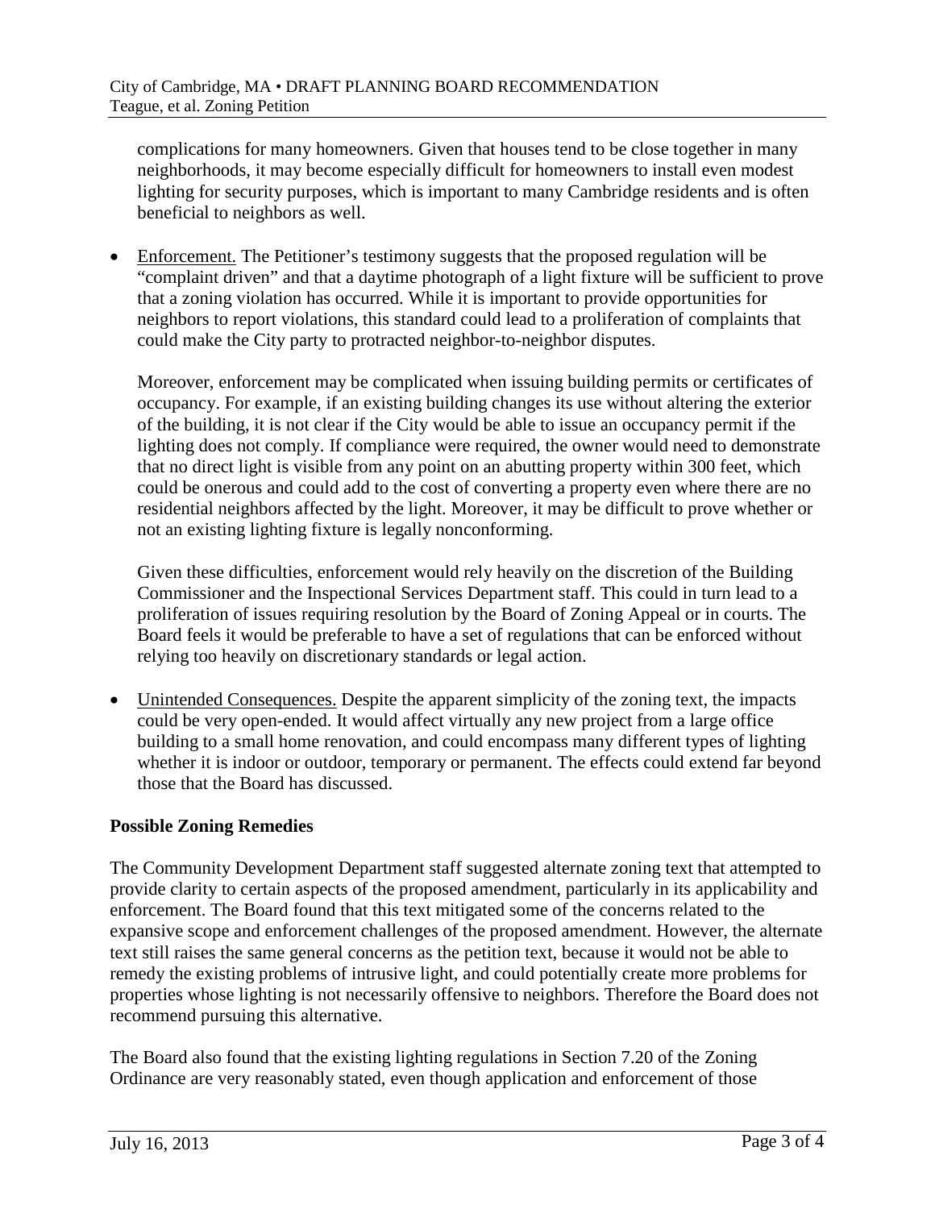complications for many homeowners. Given that houses tend to be close together in many neighborhoods, it may become especially difficult for homeowners to install even modest lighting for security purposes, which is important to many Cambridge residents and is often beneficial to neighbors as well.

- Enforcement. The Petitioner's testimony suggests that the proposed regulation will be "complaint driven" and that a daytime photograph of a light fixture will be sufficient to prove that a zoning violation has occurred. While it is important to provide opportunities for neighbors to report violations, this standard could lead to a proliferation of complaints that could make the City party to protracted neighbor-to-neighbor disputes.

  Moreover, enforcement may be complicated when issuing building permits or certificates of occupancy. For example, if an existing building changes its use without altering the exterior of the building, it is not clear if the City would be able to issue an occupancy permit if the lighting does not comply. If compliance were required, the owner would need to demonstrate that no direct light is visible from any point on an abutting property within 300 feet, which could be onerous and could add to the cost of converting a property even where there are no residential neighbors affected by the light. Moreover, it may be difficult to prove whether or not an existing lighting fixture is legally nonconforming.

  Given these difficulties, enforcement would rely heavily on the discretion of the Building Commissioner and the Inspectional Services Department staff. This could in turn lead to a proliferation of issues requiring resolution by the Board of Zoning Appeal or in courts. The Board feels it would be preferable to have a set of regulations that can be enforced without relying too heavily on discretionary standards or legal action.

- Unintended Consequences. Despite the apparent simplicity of the zoning text, the impacts could be very open-ended. It would affect virtually any new project from a large office building to a small home renovation, and could encompass many different types of lighting whether it is indoor or outdoor, temporary or permanent. The effects could extend far beyond those that the Board has discussed.

**Possible Zoning Remedies**

The Community Development Department staff suggested alternate zoning text that attempted to provide clarity to certain aspects of the proposed amendment, particularly in its applicability and enforcement. The Board found that this text mitigated some of the concerns related to the expansive scope and enforcement challenges of the proposed amendment. However, the alternate text still raises the same general concerns as the petition text, because it would not be able to remedy the existing problems of intrusive light, and could potentially create more problems for properties whose lighting is not necessarily offensive to neighbors. Therefore the Board does not recommend pursuing this alternative.

The Board also found that the existing lighting regulations in Section 7.20 of the Zoning Ordinance are very reasonably stated, even though application and enforcement of those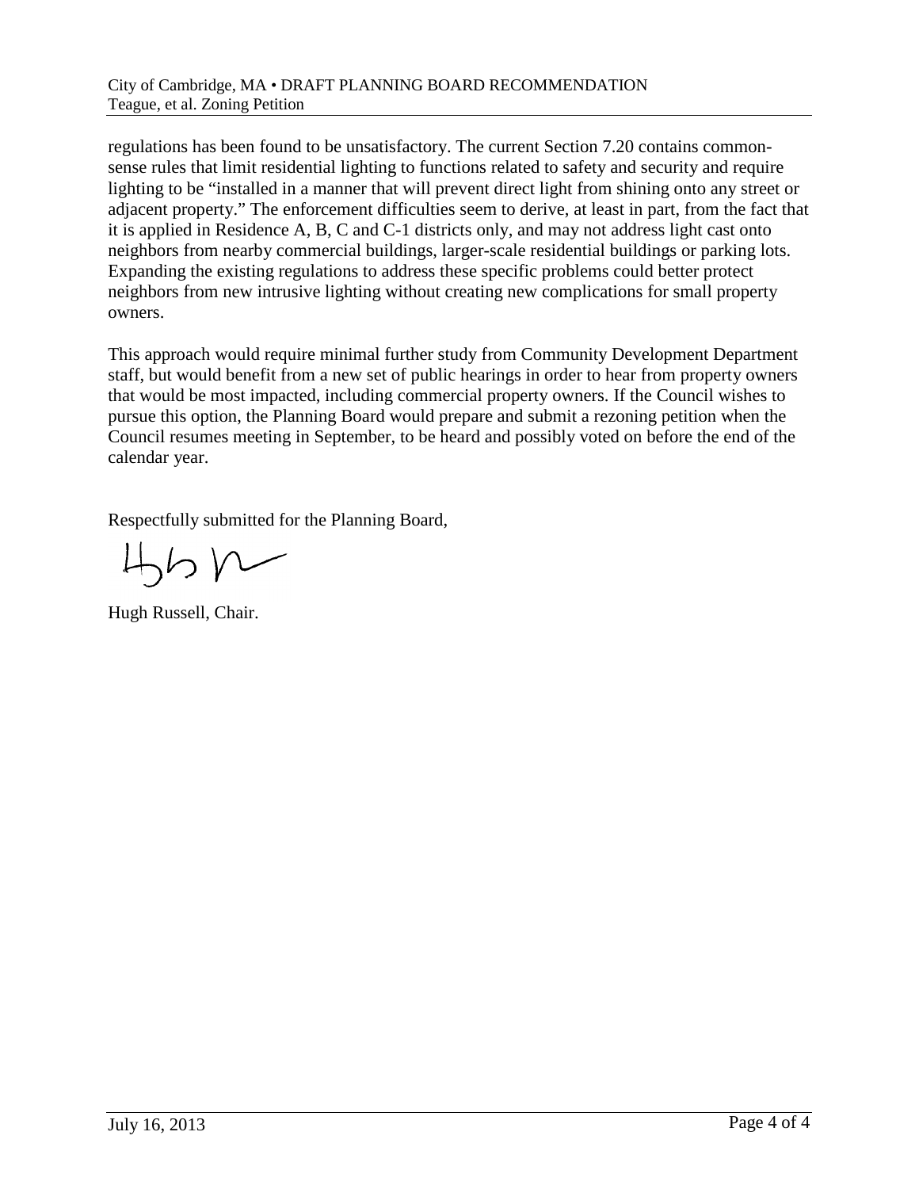regulations has been found to be unsatisfactory. The current Section 7.20 contains common-sense rules that limit residential lighting to functions related to safety and security and require lighting to be "installed in a manner that will prevent direct light from shining onto any street or adjacent property." The enforcement difficulties seem to derive, at least in part, from the fact that it is applied in Residence A, B, C and C-1 districts only, and may not address light cast onto neighbors from nearby commercial buildings, larger-scale residential buildings or parking lots. Expanding the existing regulations to address these specific problems could better protect neighbors from new intrusive lighting without creating new complications for small property owners.

This approach would require minimal further study from Community Development Department staff, but would benefit from a new set of public hearings in order to hear from property owners that would be most impacted, including commercial property owners. If the Council wishes to pursue this option, the Planning Board would prepare and submit a rezoning petition when the Council resumes meeting in September, to be heard and possibly voted on before the end of the calendar year.

Respectfully submitted for the Planning Board,

Hugh Russell, Chair.